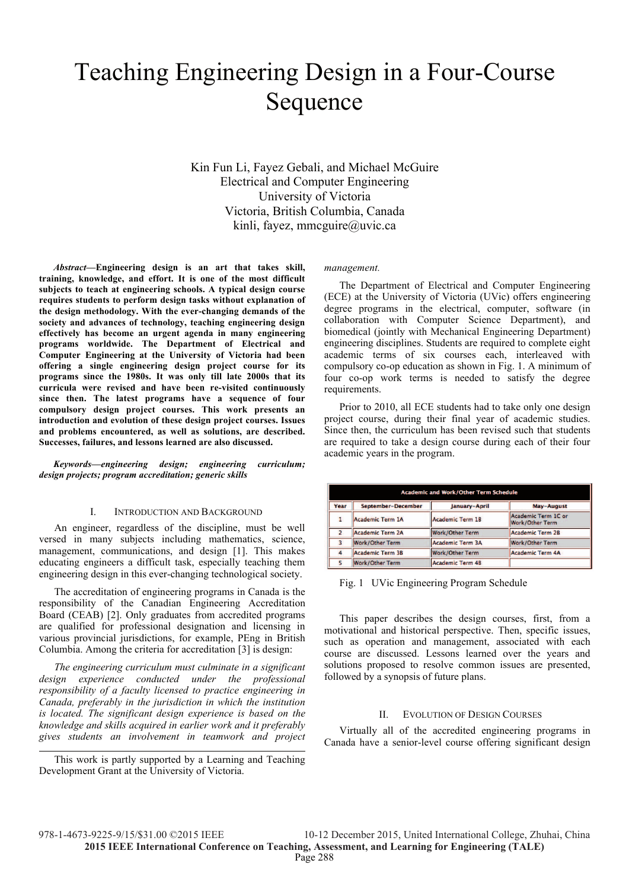# Teaching Engineering Design in a Four-Course Sequence

Kin Fun Li, Fayez Gebali, and Michael McGuire
Electrical and Computer Engineering
University of Victoria
Victoria, British Columbia, Canada
kinli, fayez, mmcguire@uvic.ca

***Abstract*—Engineering design is an art that takes skill, training, knowledge, and effort. It is one of the most difficult subjects to teach at engineering schools. A typical design course requires students to perform design tasks without explanation of the design methodology. With the ever-changing demands of the society and advances of technology, teaching engineering design effectively has become an urgent agenda in many engineering programs worldwide. The Department of Electrical and Computer Engineering at the University of Victoria had been offering a single engineering design project course for its programs since the 1980s. It was only till late 2000s that its curricula were revised and have been re-visited continuously since then. The latest programs have a sequence of four compulsory design project courses. This work presents an introduction and evolution of these design project courses. Issues and problems encountered, as well as solutions, are described. Successes, failures, and lessons learned are also discussed.**

***Keywords—engineering design; engineering curriculum; design projects; program accreditation; generic skills***

## I. Introduction and Background

An engineer, regardless of the discipline, must be well versed in many subjects including mathematics, science, management, communications, and design [1]. This makes educating engineers a difficult task, especially teaching them engineering design in this ever-changing technological society.

The accreditation of engineering programs in Canada is the responsibility of the Canadian Engineering Accreditation Board (CEAB) [2]. Only graduates from accredited programs are qualified for professional designation and licensing in various provincial jurisdictions, for example, PEng in British Columbia. Among the criteria for accreditation [3] is design:

*The engineering curriculum must culminate in a significant design experience conducted under the professional responsibility of a faculty licensed to practice engineering in Canada, preferably in the jurisdiction in which the institution is located. The significant design experience is based on the knowledge and skills acquired in earlier work and it preferably gives students an involvement in teamwork and project management.*

The Department of Electrical and Computer Engineering (ECE) at the University of Victoria (UVic) offers engineering degree programs in the electrical, computer, software (in collaboration with Computer Science Department), and biomedical (jointly with Mechanical Engineering Department) engineering disciplines. Students are required to complete eight academic terms of six courses each, interleaved with compulsory co-op education as shown in Fig. 1. A minimum of four co-op work terms is needed to satisfy the degree requirements.

Prior to 2010, all ECE students had to take only one design project course, during their final year of academic studies. Since then, the curriculum has been revised such that students are required to take a design course during each of their four academic years in the program.

| Academic and Work/Other Term Schedule | | | |
|---|---|---|---|
| Year | September–December | January–April | May–August |
| 1 | Academic Term 1A | Academic Term 1B | Academic Term 1C or Work/Other Term |
| 2 | Academic Term 2A | Work/Other Term | Academic Term 2B |
| 3 | Work/Other Term | Academic Term 3A | Work/Other Term |
| 4 | Academic Term 3B | Work/Other Term | Academic Term 4A |
| 5 | Work/Other Term | Academic Term 4B | |

Fig. 1 UVic Engineering Program Schedule

This paper describes the design courses, first, from a motivational and historical perspective. Then, specific issues, such as operation and management, associated with each course are discussed. Lessons learned over the years and solutions proposed to resolve common issues are presented, followed by a synopsis of future plans.

## II. Evolution of Design Courses

Virtually all of the accredited engineering programs in Canada have a senior-level course offering significant design

This work is partly supported by a Learning and Teaching Development Grant at the University of Victoria.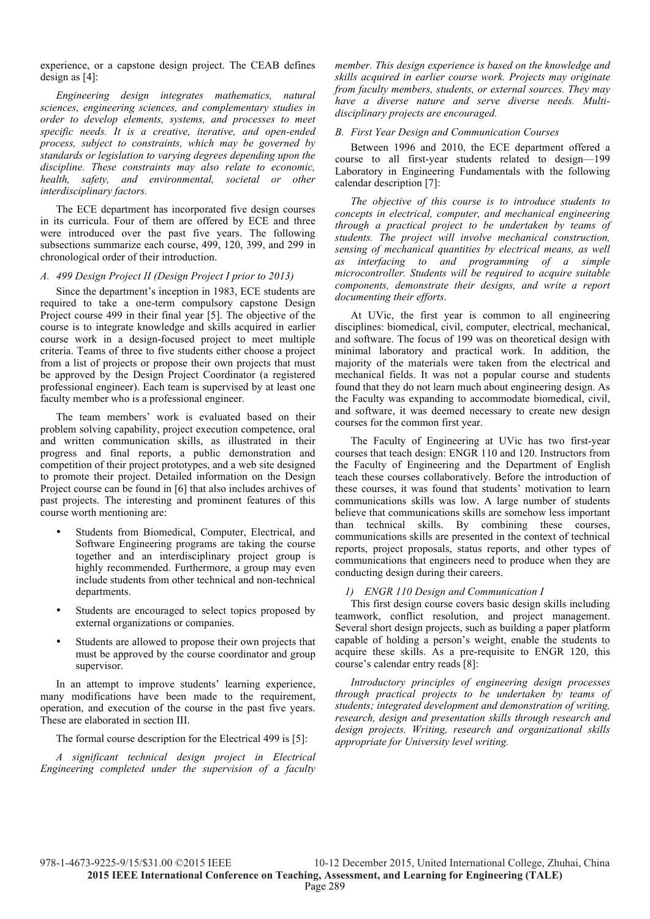experience, or a capstone design project. The CEAB defines design as [4]:

*Engineering design integrates mathematics, natural sciences, engineering sciences, and complementary studies in order to develop elements, systems, and processes to meet specific needs. It is a creative, iterative, and open-ended process, subject to constraints, which may be governed by standards or legislation to varying degrees depending upon the discipline. These constraints may also relate to economic, health, safety, and environmental, societal or other interdisciplinary factors.*

The ECE department has incorporated five design courses in its curricula. Four of them are offered by ECE and three were introduced over the past five years. The following subsections summarize each course, 499, 120, 399, and 299 in chronological order of their introduction.

### *A. 499 Design Project II (Design Project I prior to 2013)*

Since the department's inception in 1983, ECE students are required to take a one-term compulsory capstone Design Project course 499 in their final year [5]. The objective of the course is to integrate knowledge and skills acquired in earlier course work in a design-focused project to meet multiple criteria. Teams of three to five students either choose a project from a list of projects or propose their own projects that must be approved by the Design Project Coordinator (a registered professional engineer). Each team is supervised by at least one faculty member who is a professional engineer.

The team members' work is evaluated based on their problem solving capability, project execution competence, oral and written communication skills, as illustrated in their progress and final reports, a public demonstration and competition of their project prototypes, and a web site designed to promote their project. Detailed information on the Design Project course can be found in [6] that also includes archives of past projects. The interesting and prominent features of this course worth mentioning are:

- Students from Biomedical, Computer, Electrical, and Software Engineering programs are taking the course together and an interdisciplinary project group is highly recommended. Furthermore, a group may even include students from other technical and non-technical departments.
- Students are encouraged to select topics proposed by external organizations or companies.
- Students are allowed to propose their own projects that must be approved by the course coordinator and group supervisor.

In an attempt to improve students' learning experience, many modifications have been made to the requirement, operation, and execution of the course in the past five years. These are elaborated in section III.

The formal course description for the Electrical 499 is [5]:

*A significant technical design project in Electrical Engineering completed under the supervision of a faculty member. This design experience is based on the knowledge and skills acquired in earlier course work. Projects may originate from faculty members, students, or external sources. They may have a diverse nature and serve diverse needs. Multi-disciplinary projects are encouraged.*

### *B. First Year Design and Communication Courses*

Between 1996 and 2010, the ECE department offered a course to all first-year students related to design—199 Laboratory in Engineering Fundamentals with the following calendar description [7]:

*The objective of this course is to introduce students to concepts in electrical, computer, and mechanical engineering through a practical project to be undertaken by teams of students. The project will involve mechanical construction, sensing of mechanical quantities by electrical means, as well as interfacing to and programming of a simple microcontroller. Students will be required to acquire suitable components, demonstrate their designs, and write a report documenting their efforts.*

At UVic, the first year is common to all engineering disciplines: biomedical, civil, computer, electrical, mechanical, and software. The focus of 199 was on theoretical design with minimal laboratory and practical work. In addition, the majority of the materials were taken from the electrical and mechanical fields. It was not a popular course and students found that they do not learn much about engineering design. As the Faculty was expanding to accommodate biomedical, civil, and software, it was deemed necessary to create new design courses for the common first year.

The Faculty of Engineering at UVic has two first-year courses that teach design: ENGR 110 and 120. Instructors from the Faculty of Engineering and the Department of English teach these courses collaboratively. Before the introduction of these courses, it was found that students' motivation to learn communications skills was low. A large number of students believe that communications skills are somehow less important than technical skills. By combining these courses, communications skills are presented in the context of technical reports, project proposals, status reports, and other types of communications that engineers need to produce when they are conducting design during their careers.

#### *1) ENGR 110 Design and Communication I*

This first design course covers basic design skills including teamwork, conflict resolution, and project management. Several short design projects, such as building a paper platform capable of holding a person's weight, enable the students to acquire these skills. As a pre-requisite to ENGR 120, this course's calendar entry reads [8]:

*Introductory principles of engineering design processes through practical projects to be undertaken by teams of students; integrated development and demonstration of writing, research, design and presentation skills through research and design projects. Writing, research and organizational skills appropriate for University level writing.*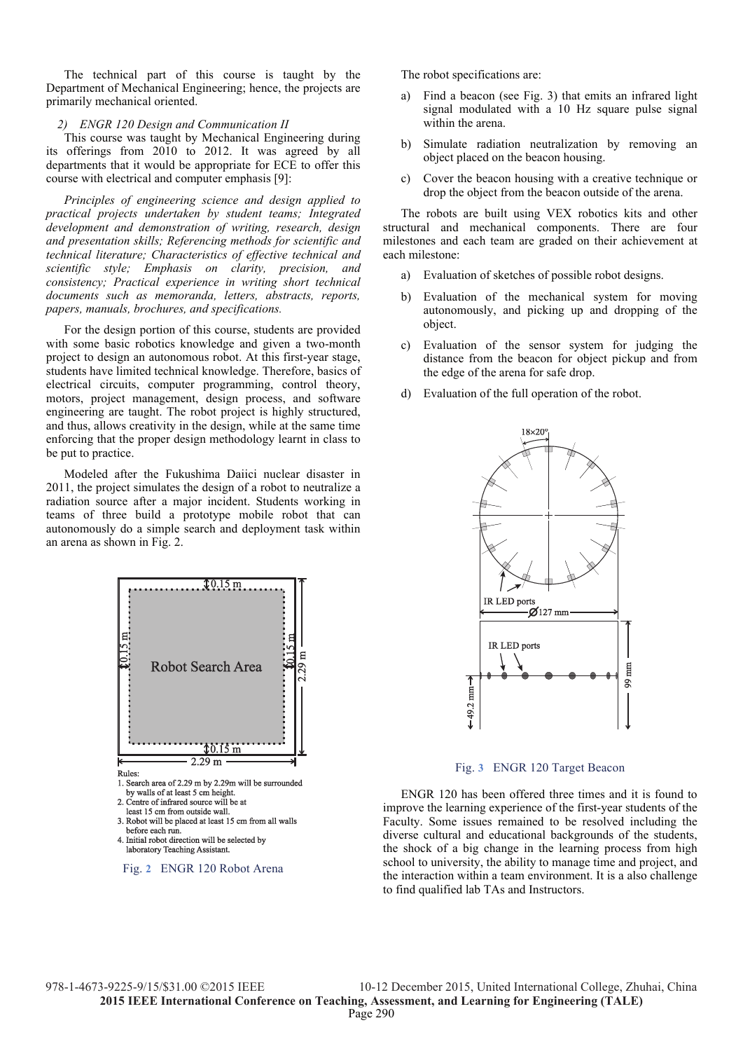The technical part of this course is taught by the Department of Mechanical Engineering; hence, the projects are primarily mechanical oriented.

### 2) ENGR 120 Design and Communication II

This course was taught by Mechanical Engineering during its offerings from 2010 to 2012. It was agreed by all departments that it would be appropriate for ECE to offer this course with electrical and computer emphasis [9]:

*Principles of engineering science and design applied to practical projects undertaken by student teams; Integrated development and demonstration of writing, research, design and presentation skills; Referencing methods for scientific and technical literature; Characteristics of effective technical and scientific style; Emphasis on clarity, precision, and consistency; Practical experience in writing short technical documents such as memoranda, letters, abstracts, reports, papers, manuals, brochures, and specifications.*

For the design portion of this course, students are provided with some basic robotics knowledge and given a two-month project to design an autonomous robot. At this first-year stage, students have limited technical knowledge. Therefore, basics of electrical circuits, computer programming, control theory, motors, project management, design process, and software engineering are taught. The robot project is highly structured, and thus, allows creativity in the design, while at the same time enforcing that the proper design methodology learnt in class to be put to practice.

Modeled after the Fukushima Daiici nuclear disaster in 2011, the project simulates the design of a robot to neutralize a radiation source after a major incident. Students working in teams of three build a prototype mobile robot that can autonomously do a simple search and deployment task within an arena as shown in Fig. 2.

Rules:
1. Search area of 2.29 m by 2.29m will be surrounded by walls of at least 5 cm height.
2. Centre of infrared source will be at least 15 cm from outside wall.
3. Robot will be placed at least 15 cm from all walls before each run.
4. Initial robot direction will be selected by laboratory Teaching Assistant.

Fig. 2 ENGR 120 Robot Arena

The robot specifications are:

a) Find a beacon (see Fig. 3) that emits an infrared light signal modulated with a 10 Hz square pulse signal within the arena.

b) Simulate radiation neutralization by removing an object placed on the beacon housing.

c) Cover the beacon housing with a creative technique or drop the object from the beacon outside of the arena.

The robots are built using VEX robotics kits and other structural and mechanical components. There are four milestones and each team are graded on their achievement at each milestone:

a) Evaluation of sketches of possible robot designs.

b) Evaluation of the mechanical system for moving autonomously, and picking up and dropping of the object.

c) Evaluation of the sensor system for judging the distance from the beacon for object pickup and from the edge of the arena for safe drop.

d) Evaluation of the full operation of the robot.

Fig. 3 ENGR 120 Target Beacon

ENGR 120 has been offered three times and it is found to improve the learning experience of the first-year students of the Faculty. Some issues remained to be resolved including the diverse cultural and educational backgrounds of the students, the shock of a big change in the learning process from high school to university, the ability to manage time and project, and the interaction within a team environment. It is a also challenge to find qualified lab TAs and Instructors.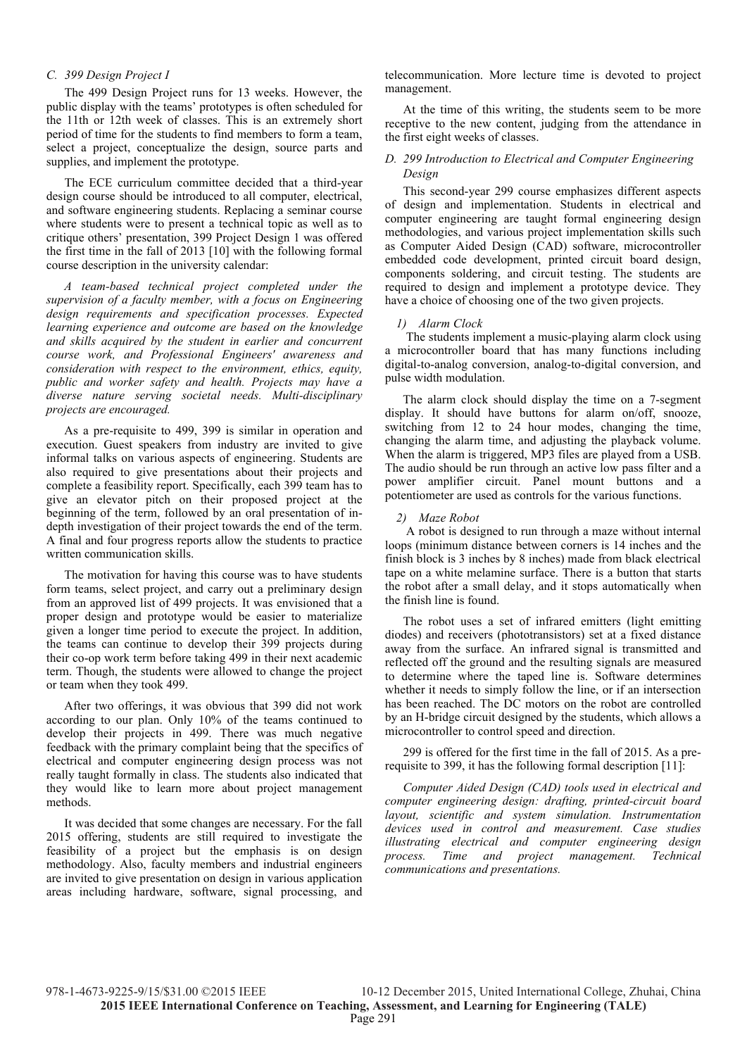### C. 399 Design Project I

The 499 Design Project runs for 13 weeks. However, the public display with the teams' prototypes is often scheduled for the 11th or 12th week of classes. This is an extremely short period of time for the students to find members to form a team, select a project, conceptualize the design, source parts and supplies, and implement the prototype.

The ECE curriculum committee decided that a third-year design course should be introduced to all computer, electrical, and software engineering students. Replacing a seminar course where students were to present a technical topic as well as to critique others' presentation, 399 Project Design 1 was offered the first time in the fall of 2013 [10] with the following formal course description in the university calendar:

*A team-based technical project completed under the supervision of a faculty member, with a focus on Engineering design requirements and specification processes. Expected learning experience and outcome are based on the knowledge and skills acquired by the student in earlier and concurrent course work, and Professional Engineers' awareness and consideration with respect to the environment, ethics, equity, public and worker safety and health. Projects may have a diverse nature serving societal needs. Multi-disciplinary projects are encouraged.*

As a pre-requisite to 499, 399 is similar in operation and execution. Guest speakers from industry are invited to give informal talks on various aspects of engineering. Students are also required to give presentations about their projects and complete a feasibility report. Specifically, each 399 team has to give an elevator pitch on their proposed project at the beginning of the term, followed by an oral presentation of in-depth investigation of their project towards the end of the term. A final and four progress reports allow the students to practice written communication skills.

The motivation for having this course was to have students form teams, select project, and carry out a preliminary design from an approved list of 499 projects. It was envisioned that a proper design and prototype would be easier to materialize given a longer time period to execute the project. In addition, the teams can continue to develop their 399 projects during their co-op work term before taking 499 in their next academic term. Though, the students were allowed to change the project or team when they took 499.

After two offerings, it was obvious that 399 did not work according to our plan. Only 10% of the teams continued to develop their projects in 499. There was much negative feedback with the primary complaint being that the specifics of electrical and computer engineering design process was not really taught formally in class. The students also indicated that they would like to learn more about project management methods.

It was decided that some changes are necessary. For the fall 2015 offering, students are still required to investigate the feasibility of a project but the emphasis is on design methodology. Also, faculty members and industrial engineers are invited to give presentation on design in various application areas including hardware, software, signal processing, and telecommunication. More lecture time is devoted to project management.

At the time of this writing, the students seem to be more receptive to the new content, judging from the attendance in the first eight weeks of classes.

### D. 299 Introduction to Electrical and Computer Engineering Design

This second-year 299 course emphasizes different aspects of design and implementation. Students in electrical and computer engineering are taught formal engineering design methodologies, and various project implementation skills such as Computer Aided Design (CAD) software, microcontroller embedded code development, printed circuit board design, components soldering, and circuit testing. The students are required to design and implement a prototype device. They have a choice of choosing one of the two given projects.

#### 1) Alarm Clock

The students implement a music-playing alarm clock using a microcontroller board that has many functions including digital-to-analog conversion, analog-to-digital conversion, and pulse width modulation.

The alarm clock should display the time on a 7-segment display. It should have buttons for alarm on/off, snooze, switching from 12 to 24 hour modes, changing the time, changing the alarm time, and adjusting the playback volume. When the alarm is triggered, MP3 files are played from a USB. The audio should be run through an active low pass filter and a power amplifier circuit. Panel mount buttons and a potentiometer are used as controls for the various functions.

#### 2) Maze Robot

A robot is designed to run through a maze without internal loops (minimum distance between corners is 14 inches and the finish block is 3 inches by 8 inches) made from black electrical tape on a white melamine surface. There is a button that starts the robot after a small delay, and it stops automatically when the finish line is found.

The robot uses a set of infrared emitters (light emitting diodes) and receivers (phototransistors) set at a fixed distance away from the surface. An infrared signal is transmitted and reflected off the ground and the resulting signals are measured to determine where the taped line is. Software determines whether it needs to simply follow the line, or if an intersection has been reached. The DC motors on the robot are controlled by an H-bridge circuit designed by the students, which allows a microcontroller to control speed and direction.

299 is offered for the first time in the fall of 2015. As a pre-requisite to 399, it has the following formal description [11]:

*Computer Aided Design (CAD) tools used in electrical and computer engineering design: drafting, printed-circuit board layout, scientific and system simulation. Instrumentation devices used in control and measurement. Case studies illustrating electrical and computer engineering design process. Time and project management. Technical communications and presentations.*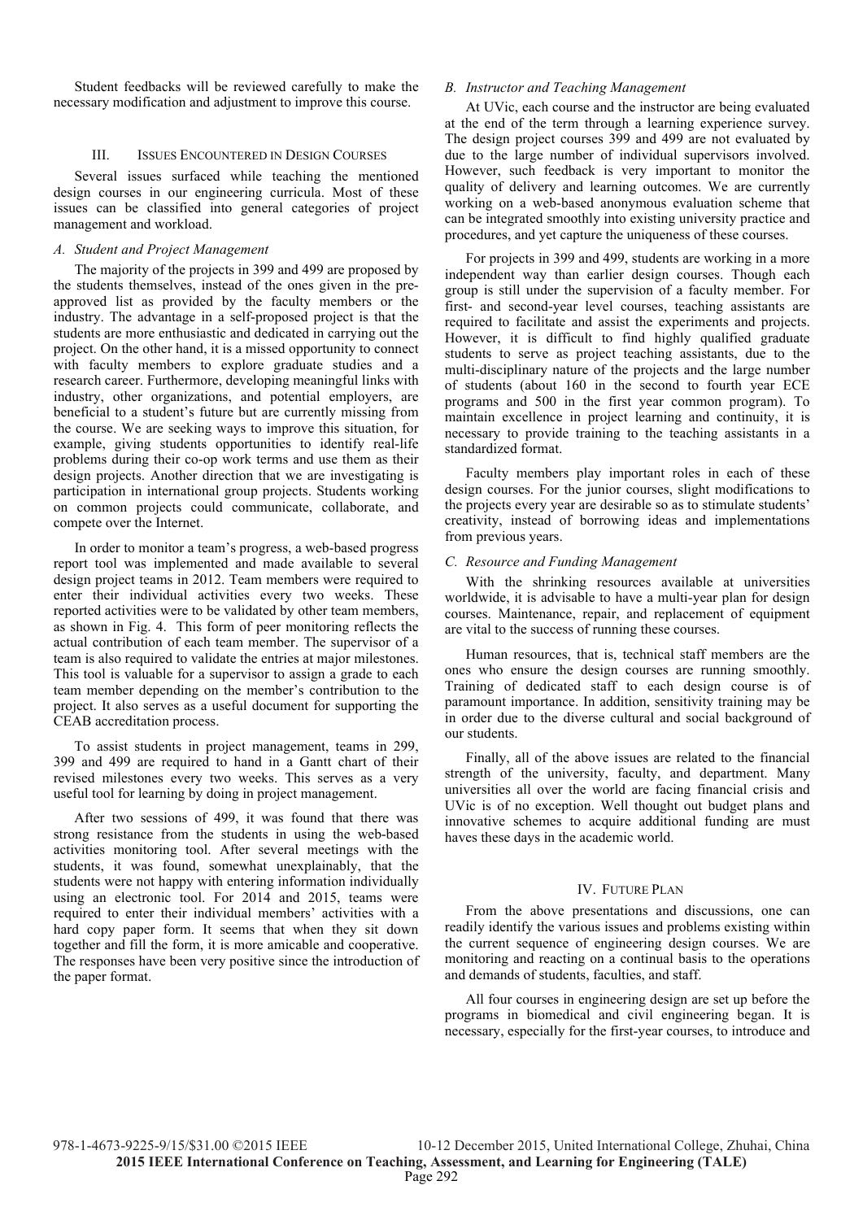Student feedbacks will be reviewed carefully to make the necessary modification and adjustment to improve this course.

## III. Issues Encountered in Design Courses

Several issues surfaced while teaching the mentioned design courses in our engineering curricula. Most of these issues can be classified into general categories of project management and workload.

### *A. Student and Project Management*

The majority of the projects in 399 and 499 are proposed by the students themselves, instead of the ones given in the pre-approved list as provided by the faculty members or the industry. The advantage in a self-proposed project is that the students are more enthusiastic and dedicated in carrying out the project. On the other hand, it is a missed opportunity to connect with faculty members to explore graduate studies and a research career. Furthermore, developing meaningful links with industry, other organizations, and potential employers, are beneficial to a student's future but are currently missing from the course. We are seeking ways to improve this situation, for example, giving students opportunities to identify real-life problems during their co-op work terms and use them as their design projects. Another direction that we are investigating is participation in international group projects. Students working on common projects could communicate, collaborate, and compete over the Internet.

In order to monitor a team's progress, a web-based progress report tool was implemented and made available to several design project teams in 2012. Team members were required to enter their individual activities every two weeks. These reported activities were to be validated by other team members, as shown in Fig. 4. This form of peer monitoring reflects the actual contribution of each team member. The supervisor of a team is also required to validate the entries at major milestones. This tool is valuable for a supervisor to assign a grade to each team member depending on the member's contribution to the project. It also serves as a useful document for supporting the CEAB accreditation process.

To assist students in project management, teams in 299, 399 and 499 are required to hand in a Gantt chart of their revised milestones every two weeks. This serves as a very useful tool for learning by doing in project management.

After two sessions of 499, it was found that there was strong resistance from the students in using the web-based activities monitoring tool. After several meetings with the students, it was found, somewhat unexplainably, that the students were not happy with entering information individually using an electronic tool. For 2014 and 2015, teams were required to enter their individual members' activities with a hard copy paper form. It seems that when they sit down together and fill the form, it is more amicable and cooperative. The responses have been very positive since the introduction of the paper format.

### *B. Instructor and Teaching Management*

At UVic, each course and the instructor are being evaluated at the end of the term through a learning experience survey. The design project courses 399 and 499 are not evaluated by due to the large number of individual supervisors involved. However, such feedback is very important to monitor the quality of delivery and learning outcomes. We are currently working on a web-based anonymous evaluation scheme that can be integrated smoothly into existing university practice and procedures, and yet capture the uniqueness of these courses.

For projects in 399 and 499, students are working in a more independent way than earlier design courses. Though each group is still under the supervision of a faculty member. For first- and second-year level courses, teaching assistants are required to facilitate and assist the experiments and projects. However, it is difficult to find highly qualified graduate students to serve as project teaching assistants, due to the multi-disciplinary nature of the projects and the large number of students (about 160 in the second to fourth year ECE programs and 500 in the first year common program). To maintain excellence in project learning and continuity, it is necessary to provide training to the teaching assistants in a standardized format.

Faculty members play important roles in each of these design courses. For the junior courses, slight modifications to the projects every year are desirable so as to stimulate students' creativity, instead of borrowing ideas and implementations from previous years.

### *C. Resource and Funding Management*

With the shrinking resources available at universities worldwide, it is advisable to have a multi-year plan for design courses. Maintenance, repair, and replacement of equipment are vital to the success of running these courses.

Human resources, that is, technical staff members are the ones who ensure the design courses are running smoothly. Training of dedicated staff to each design course is of paramount importance. In addition, sensitivity training may be in order due to the diverse cultural and social background of our students.

Finally, all of the above issues are related to the financial strength of the university, faculty, and department. Many universities all over the world are facing financial crisis and UVic is of no exception. Well thought out budget plans and innovative schemes to acquire additional funding are must haves these days in the academic world.

## IV. Future Plan

From the above presentations and discussions, one can readily identify the various issues and problems existing within the current sequence of engineering design courses. We are monitoring and reacting on a continual basis to the operations and demands of students, faculties, and staff.

All four courses in engineering design are set up before the programs in biomedical and civil engineering began. It is necessary, especially for the first-year courses, to introduce and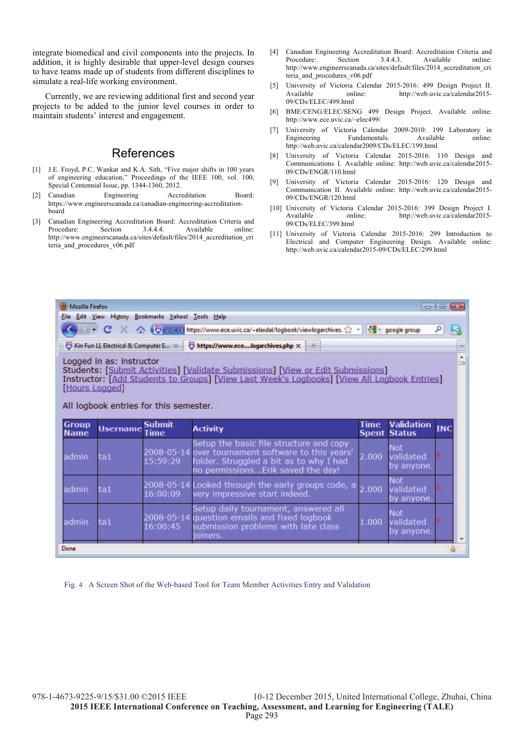integrate biomedical and civil components into the projects. In addition, it is highly desirable that upper-level design courses to have teams made up of students from different disciplines to simulate a real-life working environment.

Currently, we are reviewing additional first and second year projects to be added to the junior level courses in order to maintain students' interest and engagement.

## References

[1] J.E. Froyd, P.C. Wankat and K.A. Sith, "Five major shifts in 100 years of engineering education," Proceedings of the IEEE 100, vol. 100, Special Centennial Issue, pp. 1344-1360, 2012.

[2] Canadian Engineering Accreditation Board: https://www.engineerscanada.ca/canadian-engineering-accreditation-board

[3] Canadian Engineering Accreditation Board: Accreditation Criteria and Procedure: Section 3.4.4.4. Available online: http://www.engineerscanada.ca/sites/default/files/2014_accreditation_criteria_and_procedures_v06.pdf

[4] Canadian Engineering Accreditation Board: Accreditation Criteria and Procedure: Section 3.4.4.3. Available online: http://www.engineerscanada.ca/sites/default/files/2014_accreditation_criteria_and_procedures_v06.pdf

[5] University of Victoria Calendar 2015-2016: 499 Design Project II. Available online: http://web.uvic.ca/calendar2015-09/CDs/ELEC/499.html

[6] BME/CENG/ELEC/SENG 499 Design Project. Available online: http://www.ece.uvic.ca/~elec499/

[7] University of Victoria Calendar 2009-2010: 199 Laboratory in Engineering Fundamentals. Available online: http://web.uvic.ca/calendar2009/CDs/ELEC/199.html

[8] University of Victoria Calendar 2015-2016: 110 Design and Communications I. Available online: http://web.uvic.ca/calendar2015-09/CDs/ENGR/110.html

[9] University of Victoria Calendar 2015-2016: 120 Design and Communication II. Available online: http://web.uvic.ca/calendar2015-09/CDs/ENGR/120.html

[10] University of Victoria Calendar 2015-2016: 399 Design Project I. Available online: http://web.uvic.ca/calendar2015-09/CDs/ELEC/399.html

[11] University of Victoria Calendar 2015-2016: 299 Introduction to Electrical and Computer Engineering Design. Available online: http://web.uvic.ca/calendar2015-09/CDs/ELEC/299.html

Mozilla Firefox

Logged in as: instructor
Students: [Submit Activities] [Validate Submissions] [View or Edit Submissions]
Instructor: [Add Students to Groups] [View Last Week's Logbooks] [View All Logbook Entries]
[Hours Logged]

All logbook entries for this semester.

| Group Name | Username | Submit Time | Activity | Time Spent | Validation Status | INC |
|---|---|---|---|---|---|---|
| admin | ta1 | 2008-05-14 15:59:29 | Setup the basic file structure and copy over tournament software to this years' folder. Struggled a bit as to why I had no permissions...Erik saved the day! | 2.000 | Not validated by anyone. | * |
| admin | ta1 | 2008-05-14 16:00:09 | Looked through the early groups code, a very impressive start indeed. | 2.000 | Not validated by anyone. | * |
| admin | ta1 | 2008-05-14 16:00:45 | Setup daily tournament, answered all question emails and fixed logbook submission problems with late class joiners. | 1.000 | Not validated by anyone. | * |

Done

Fig. 4 A Screen Shot of the Web-based Tool for Team Member Activities Entry and Validation